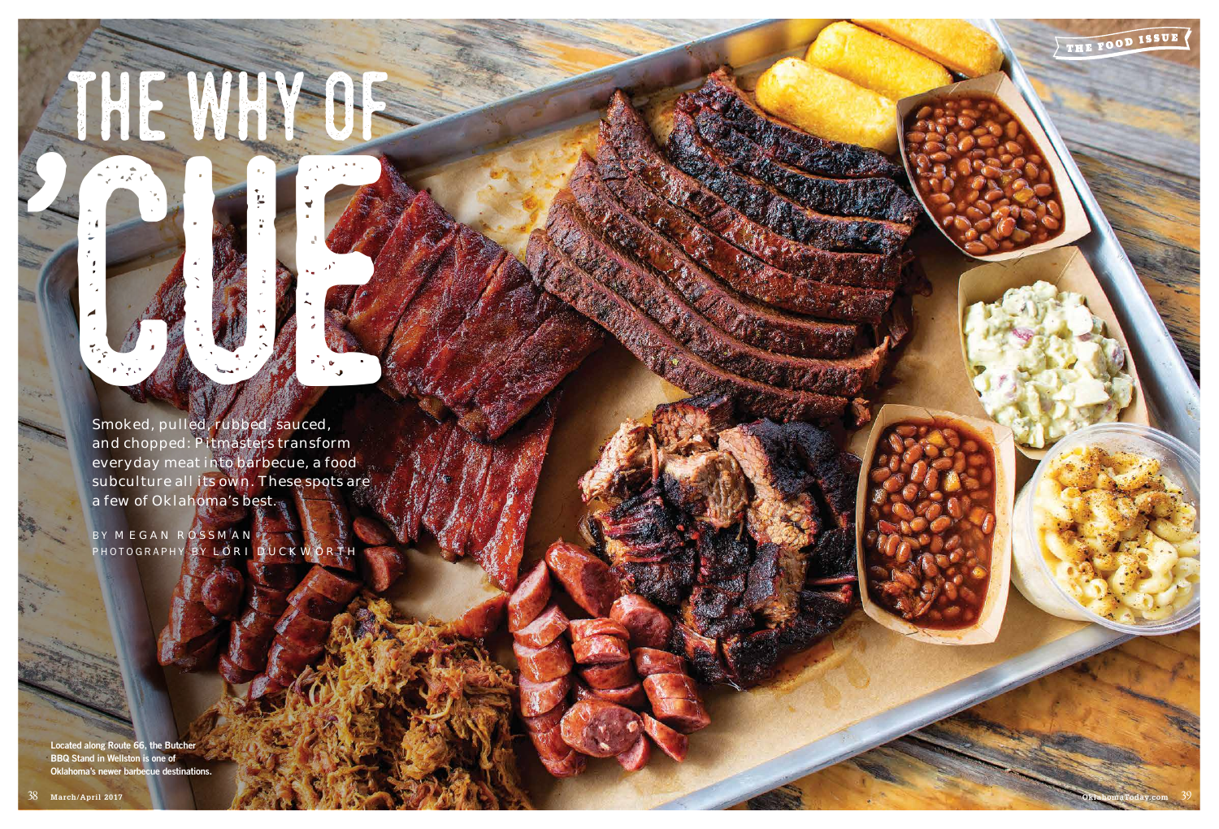# THE WHY OF 'CUE

Smoked, pulled, rubbed, sauced, and chopped: Pitmasters transform everyday meat into barbecue, a food subculture all its own. These spots are a few of Oklahoma's best.

BY MEGAN ROSSMAN
PHOTOGRAPHY BY LORI DUCKWORTH

Located along Route 66, the Butcher BBQ Stand in Wellston is one of Oklahoma's newer barbecue destinations.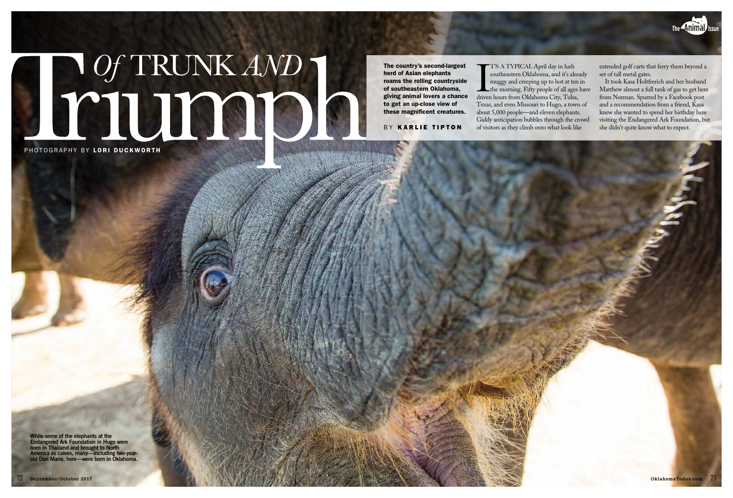# *Of* TRUNK *AND* Triumph

**The country's second-largest herd of Asian elephants roams the rolling countryside of southeastern Oklahoma, giving animal lovers a chance to get an up-close view of these magnificent creatures.**

BY **KARLIE TIPTON**

PHOTOGRAPHY BY **LORI DUCKWORTH**

IT'S A TYPICAL April day in lush southeastern Oklahoma, and it's already muggy and creeping up to hot at ten in the morning. Fifty people of all ages have driven hours from Oklahoma City, Tulsa, Texas, and even Missouri to Hugo, a town of about 5,000 people—and eleven elephants. Giddy anticipation bubbles through the crowd of visitors as they climb onto what look like extended golf carts that ferry them beyond a set of tall metal gates.

It took Kasa Holtfrerich and her husband Matthew almost a full tank of gas to get here from Norman. Spurred by a Facebook post and a recommendation from a friend, Kasa knew she wanted to spend her birthday here visiting the Endangered Ark Foundation, but she didn't quite know what to expect.

**While some of the elephants at the Endangered Ark Foundation in Hugo were born in Thailand and brought to North America as calves, many—including two-year-old Dori Marie, here—were born in Oklahoma.**